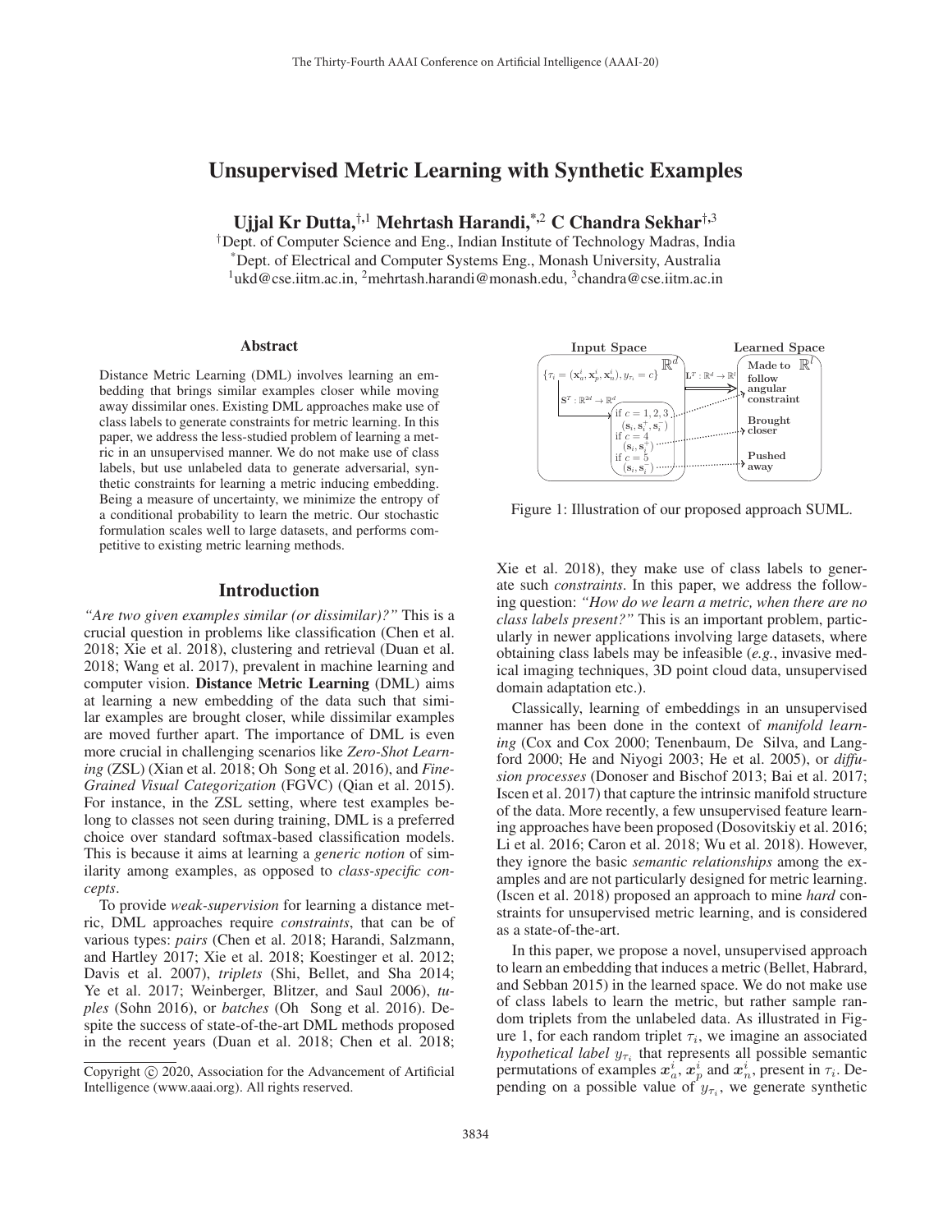# Unsupervised Metric Learning with Synthetic Examples

**Ujjal Kr Dutta,[†,1] Mehrtash Harandi,[*,2] C Chandra Sekhar[†,3]**

[†]Dept. of Computer Science and Eng., Indian Institute of Technology Madras, India
[*]Dept. of Electrical and Computer Systems Eng., Monash University, Australia
[1]ukd@cse.iitm.ac.in, [2]mehrtash.harandi@monash.edu, [3]chandra@cse.iitm.ac.in

### Abstract

Distance Metric Learning (DML) involves learning an embedding that brings similar examples closer while moving away dissimilar ones. Existing DML approaches make use of class labels to generate constraints for metric learning. In this paper, we address the less-studied problem of learning a metric in an unsupervised manner. We do not make use of class labels, but use unlabeled data to generate adversarial, synthetic constraints for learning a metric inducing embedding. Being a measure of uncertainty, we minimize the entropy of a conditional probability to learn the metric. Our stochastic formulation scales well to large datasets, and performs competitive to existing metric learning methods.

## Introduction

*"Are two given examples similar (or dissimilar)?"* This is a crucial question in problems like classification (Chen et al. 2018; Xie et al. 2018), clustering and retrieval (Duan et al. 2018; Wang et al. 2017), prevalent in machine learning and computer vision. **Distance Metric Learning** (DML) aims at learning a new embedding of the data such that similar examples are brought closer, while dissimilar examples are moved further apart. The importance of DML is even more crucial in challenging scenarios like *Zero-Shot Learning* (ZSL) (Xian et al. 2018; Oh Song et al. 2016), and *Fine-Grained Visual Categorization* (FGVC) (Qian et al. 2015). For instance, in the ZSL setting, where test examples belong to classes not seen during training, DML is a preferred choice over standard softmax-based classification models. This is because it aims at learning a *generic notion* of similarity among examples, as opposed to *class-specific concepts*.

To provide *weak-supervision* for learning a distance metric, DML approaches require *constraints*, that can be of various types: *pairs* (Chen et al. 2018; Harandi, Salzmann, and Hartley 2017; Xie et al. 2018; Koestinger et al. 2012; Davis et al. 2007), *triplets* (Shi, Bellet, and Sha 2014; Ye et al. 2017; Weinberger, Blitzer, and Saul 2006), *tuples* (Sohn 2016), or *batches* (Oh Song et al. 2016). Despite the success of state-of-the-art DML methods proposed in the recent years (Duan et al. 2018; Chen et al. 2018; Xie et al. 2018), they make use of class labels to generate such *constraints*. In this paper, we address the following question: *"How do we learn a metric, when there are no class labels present?"* This is an important problem, particularly in newer applications involving large datasets, where obtaining class labels may be infeasible (*e.g.*, invasive medical imaging techniques, 3D point cloud data, unsupervised domain adaptation etc.).

Classically, learning of embeddings in an unsupervised manner has been done in the context of *manifold learning* (Cox and Cox 2000; Tenenbaum, De Silva, and Langford 2000; He and Niyogi 2003; He et al. 2005), or *diffusion processes* (Donoser and Bischof 2013; Bai et al. 2017; Iscen et al. 2017) that capture the intrinsic manifold structure of the data. More recently, a few unsupervised feature learning approaches have been proposed (Dosovitskiy et al. 2016; Li et al. 2016; Caron et al. 2018; Wu et al. 2018). However, they ignore the basic *semantic relationships* among the examples and are not particularly designed for metric learning. (Iscen et al. 2018) proposed an approach to mine *hard* constraints for unsupervised metric learning, and is considered as a state-of-the-art.

In this paper, we propose a novel, unsupervised approach to learn an embedding that induces a metric (Bellet, Habrard, and Sebban 2015) in the learned space. We do not make use of class labels to learn the metric, but rather sample random triplets from the unlabeled data. As illustrated in Figure 1, for each random triplet $\tau_i$, we imagine an associated *hypothetical label* $y_{\tau_i}$ that represents all possible semantic permutations of examples $\boldsymbol{x}_a^i$, $\boldsymbol{x}_p^i$ and $\boldsymbol{x}_n^i$, present in $\tau_i$. Depending on a possible value of $y_{\tau_i}$, we generate synthetic

Figure 1: Illustration of our proposed approach SUML.

Copyright © 2020, Association for the Advancement of Artificial Intelligence (www.aaai.org). All rights reserved.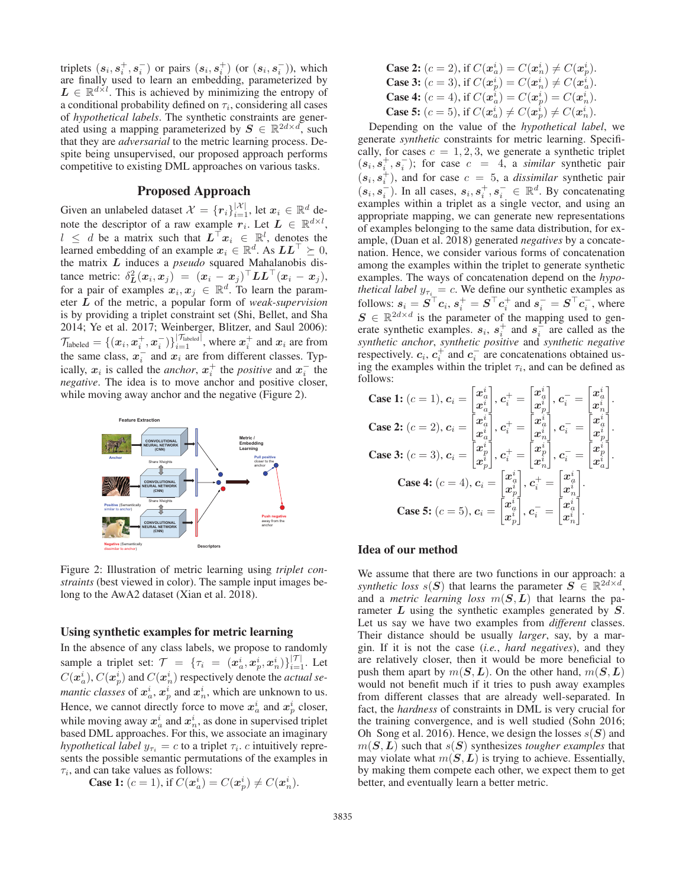triplets $(\boldsymbol{s}_i, \boldsymbol{s}_i^+, \boldsymbol{s}_i^-)$ or pairs $(\boldsymbol{s}_i, \boldsymbol{s}_i^+)$ (or $(\boldsymbol{s}_i, \boldsymbol{s}_i^-)$), which are finally used to learn an embedding, parameterized by $\boldsymbol{L} \in \mathbb{R}^{d \times l}$. This is achieved by minimizing the entropy of a conditional probability defined on $\tau_i$, considering all cases of *hypothetical labels*. The synthetic constraints are generated using a mapping parameterized by $\boldsymbol{S} \in \mathbb{R}^{2d \times d}$, such that they are *adversarial* to the metric learning process. Despite being unsupervised, our proposed approach performs competitive to existing DML approaches on various tasks.

## Proposed Approach

Given an unlabeled dataset $\mathcal{X} = \{\boldsymbol{r}_i\}_{i=1}^{|\mathcal{X}|}$, let $\boldsymbol{x}_i \in \mathbb{R}^d$ denote the descriptor of a raw example $\boldsymbol{r}_i$. Let $\boldsymbol{L} \in \mathbb{R}^{d \times l}$, $l \leq d$ be a matrix such that $\boldsymbol{L}^\top \boldsymbol{x}_i \in \mathbb{R}^l$, denotes the learned embedding of an example $\boldsymbol{x}_i \in \mathbb{R}^d$. As $\boldsymbol{L}\boldsymbol{L}^\top \succeq 0$, the matrix $\boldsymbol{L}$ induces a *pseudo* squared Mahalanobis distance metric: $\delta^2_{\boldsymbol{L}}(\boldsymbol{x}_i, \boldsymbol{x}_j) = (\boldsymbol{x}_i - \boldsymbol{x}_j)^\top \boldsymbol{L}\boldsymbol{L}^\top (\boldsymbol{x}_i - \boldsymbol{x}_j)$, for a pair of examples $\boldsymbol{x}_i, \boldsymbol{x}_j \in \mathbb{R}^d$. To learn the parameter $\boldsymbol{L}$ of the metric, a popular form of *weak-supervision* is by providing a triplet constraint set (Shi, Bellet, and Sha 2014; Ye et al. 2017; Weinberger, Blitzer, and Saul 2006): $\mathcal{T}_{\text{labeled}} = \{(\boldsymbol{x}_i, \boldsymbol{x}_i^+, \boldsymbol{x}_i^-)\}_{i=1}^{|\mathcal{T}_{\text{labeled}}|}$, where $\boldsymbol{x}_i^+$ and $\boldsymbol{x}_i$ are from the same class, $\boldsymbol{x}_i^-$ and $\boldsymbol{x}_i$ are from different classes. Typically, $\boldsymbol{x}_i$ is called the *anchor*, $\boldsymbol{x}_i^+$ the *positive* and $\boldsymbol{x}_i^-$ the *negative*. The idea is to move anchor and positive closer, while moving away anchor and the negative (Figure 2).

Figure 2: Illustration of metric learning using *triplet constraints* (best viewed in color). The sample input images belong to the AwA2 dataset (Xian et al. 2018).

### Using synthetic examples for metric learning

In the absence of any class labels, we propose to randomly sample a triplet set: $\mathcal{T} = \{\tau_i = (\boldsymbol{x}_a^i, \boldsymbol{x}_p^i, \boldsymbol{x}_n^i)\}_{i=1}^{|\mathcal{T}|}$. Let $C(\boldsymbol{x}_a^i)$, $C(\boldsymbol{x}_p^i)$ and $C(\boldsymbol{x}_n^i)$ respectively denote the *actual semantic classes* of $\boldsymbol{x}_a^i$, $\boldsymbol{x}_p^i$ and $\boldsymbol{x}_n^i$, which are unknown to us. Hence, we cannot directly force to move $\boldsymbol{x}_a^i$ and $\boldsymbol{x}_p^i$ closer, while moving away $\boldsymbol{x}_a^i$ and $\boldsymbol{x}_n^i$, as done in supervised triplet based DML approaches. For this, we associate an imaginary *hypothetical label* $y_{\tau_i} = c$ to a triplet $\tau_i$. $c$ intuitively represents the possible semantic permutations of the examples in $\tau_i$, and can take values as follows:

**Case 1:** $(c = 1)$, if $C(\boldsymbol{x}_a^i) = C(\boldsymbol{x}_p^i) \neq C(\boldsymbol{x}_n^i)$.
**Case 2:** $(c = 2)$, if $C(\boldsymbol{x}_a^i) = C(\boldsymbol{x}_n^i) \neq C(\boldsymbol{x}_p^i)$.
**Case 3:** $(c = 3)$, if $C(\boldsymbol{x}_p^i) = C(\boldsymbol{x}_n^i) \neq C(\boldsymbol{x}_a^i)$.
**Case 4:** $(c = 4)$, if $C(\boldsymbol{x}_a^i) = C(\boldsymbol{x}_p^i) = C(\boldsymbol{x}_n^i)$.
**Case 5:** $(c = 5)$, if $C(\boldsymbol{x}_a^i) \neq C(\boldsymbol{x}_p^i) \neq C(\boldsymbol{x}_n^i)$.

Depending on the value of the *hypothetical label*, we generate *synthetic* constraints for metric learning. Specifically, for cases $c = 1, 2, 3$, we generate a synthetic triplet $(\boldsymbol{s}_i, \boldsymbol{s}_i^+, \boldsymbol{s}_i^-)$; for case $c = 4$, a *similar* synthetic pair $(\boldsymbol{s}_i, \boldsymbol{s}_i^+)$, and for case $c = 5$, a *dissimilar* synthetic pair $(\boldsymbol{s}_i, \boldsymbol{s}_i^-)$. In all cases, $\boldsymbol{s}_i, \boldsymbol{s}_i^+, \boldsymbol{s}_i^- \in \mathbb{R}^d$. By concatenating examples within a triplet as a single vector, and using an appropriate mapping, we can generate new representations of examples belonging to the same data distribution, for example, (Duan et al. 2018) generated *negatives* by a concatenation. Hence, we consider various forms of concatenation among the examples within the triplet to generate synthetic examples. The ways of concatenation depend on the *hypothetical label* $y_{\tau_i} = c$. We define our synthetic examples as follows: $\boldsymbol{s}_i = \boldsymbol{S}^\top \boldsymbol{c}_i$, $\boldsymbol{s}_i^+ = \boldsymbol{S}^\top \boldsymbol{c}_i^+$ and $\boldsymbol{s}_i^- = \boldsymbol{S}^\top \boldsymbol{c}_i^-$, where $\boldsymbol{S} \in \mathbb{R}^{2d \times d}$ is the parameter of the mapping used to generate synthetic examples. $\boldsymbol{s}_i$, $\boldsymbol{s}_i^+$ and $\boldsymbol{s}_i^-$ are called as the *synthetic anchor*, *synthetic positive* and *synthetic negative* respectively. $\boldsymbol{c}_i$, $\boldsymbol{c}_i^+$ and $\boldsymbol{c}_i^-$ are concatenations obtained using the examples within the triplet $\tau_i$, and can be defined as follows:

$$\textbf{Case 1: } (c=1),\ \boldsymbol{c}_i = \begin{bmatrix}\boldsymbol{x}_a^i \\ \boldsymbol{x}_a^i\end{bmatrix}, \boldsymbol{c}_i^+ = \begin{bmatrix}\boldsymbol{x}_a^i \\ \boldsymbol{x}_p^i\end{bmatrix}, \boldsymbol{c}_i^- = \begin{bmatrix}\boldsymbol{x}_a^i \\ \boldsymbol{x}_n^i\end{bmatrix}.$$

$$\textbf{Case 2: } (c=2),\ \boldsymbol{c}_i = \begin{bmatrix}\boldsymbol{x}_a^i \\ \boldsymbol{x}_a^i\end{bmatrix}, \boldsymbol{c}_i^+ = \begin{bmatrix}\boldsymbol{x}_a^i \\ \boldsymbol{x}_n^i\end{bmatrix}, \boldsymbol{c}_i^- = \begin{bmatrix}\boldsymbol{x}_a^i \\ \boldsymbol{x}_p^i\end{bmatrix}.$$

$$\textbf{Case 3: } (c=3),\ \boldsymbol{c}_i = \begin{bmatrix}\boldsymbol{x}_p^i \\ \boldsymbol{x}_p^i\end{bmatrix}, \boldsymbol{c}_i^+ = \begin{bmatrix}\boldsymbol{x}_p^i \\ \boldsymbol{x}_n^i\end{bmatrix}, \boldsymbol{c}_i^- = \begin{bmatrix}\boldsymbol{x}_p^i \\ \boldsymbol{x}_a^i\end{bmatrix}.$$

$$\textbf{Case 4: } (c=4),\ \boldsymbol{c}_i = \begin{bmatrix}\boldsymbol{x}_a^i \\ \boldsymbol{x}_p^i\end{bmatrix}, \boldsymbol{c}_i^+ = \begin{bmatrix}\boldsymbol{x}_a^i \\ \boldsymbol{x}_n^i\end{bmatrix}.$$

$$\textbf{Case 5: } (c=5),\ \boldsymbol{c}_i = \begin{bmatrix}\boldsymbol{x}_a^i \\ \boldsymbol{x}_p^i\end{bmatrix}, \boldsymbol{c}_i^- = \begin{bmatrix}\boldsymbol{x}_a^i \\ \boldsymbol{x}_n^i\end{bmatrix}.$$

### Idea of our method

We assume that there are two functions in our approach: a *synthetic loss* $s(\boldsymbol{S})$ that learns the parameter $\boldsymbol{S} \in \mathbb{R}^{2d \times d}$, and a *metric learning loss* $m(\boldsymbol{S}, \boldsymbol{L})$ that learns the parameter $\boldsymbol{L}$ using the synthetic examples generated by $\boldsymbol{S}$. Let us say we have two examples from *different* classes. Their distance should be usually *larger*, say, by a margin. If it is not the case (*i.e.*, *hard negatives*), and they are relatively closer, then it would be more beneficial to push them apart by $m(\boldsymbol{S}, \boldsymbol{L})$. On the other hand, $m(\boldsymbol{S}, \boldsymbol{L})$ would not benefit much if it tries to push away examples from different classes that are already well-separated. In fact, the *hardness* of constraints in DML is very crucial for the training convergence, and is well studied (Sohn 2016; Oh Song et al. 2016). Hence, we design the losses $s(\boldsymbol{S})$ and $m(\boldsymbol{S}, \boldsymbol{L})$ such that $s(\boldsymbol{S})$ synthesizes *tougher examples* that may violate what $m(\boldsymbol{S}, \boldsymbol{L})$ is trying to achieve. Essentially, by making them compete each other, we expect them to get better, and eventually learn a better metric.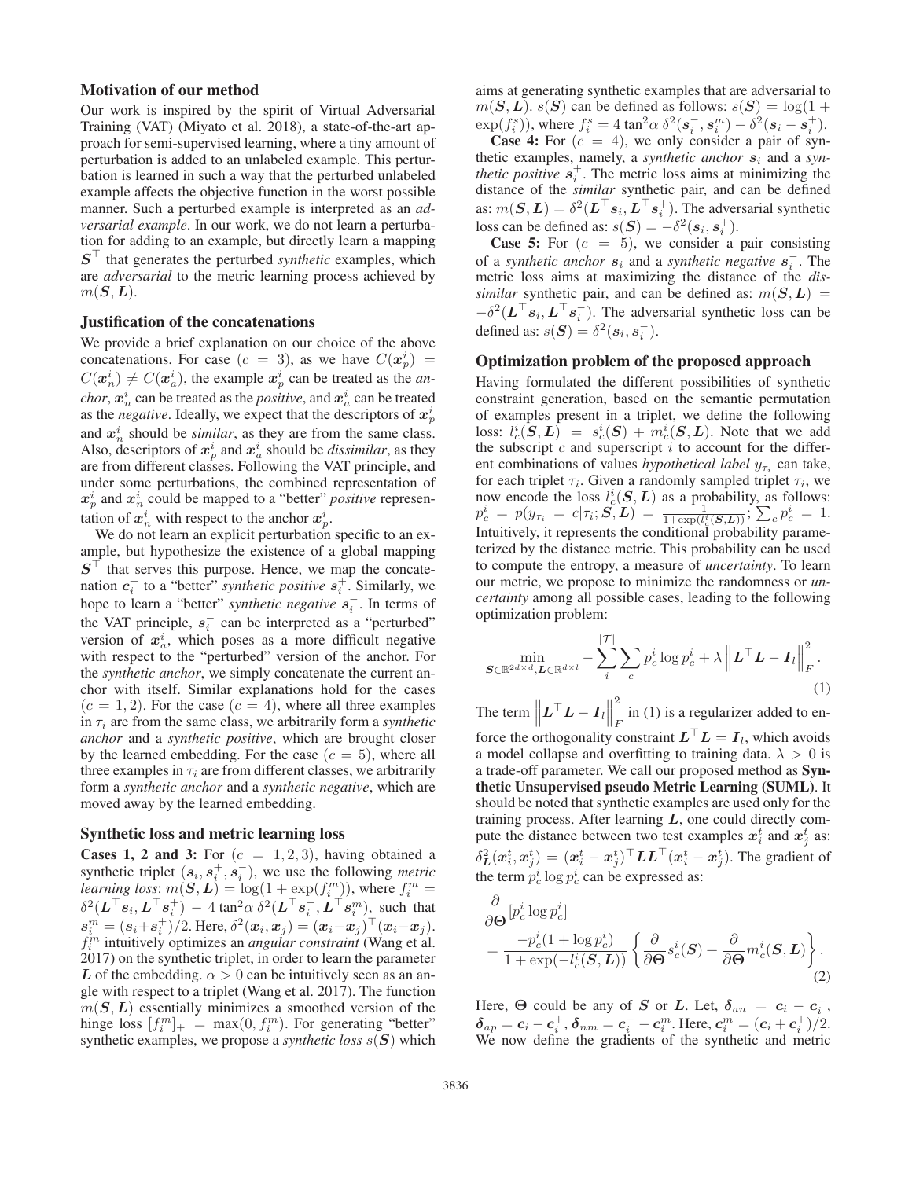### Motivation of our method

Our work is inspired by the spirit of Virtual Adversarial Training (VAT) (Miyato et al. 2018), a state-of-the-art approach for semi-supervised learning, where a tiny amount of perturbation is added to an unlabeled example. This perturbation is learned in such a way that the perturbed unlabeled example affects the objective function in the worst possible manner. Such a perturbed example is interpreted as an *adversarial example*. In our work, we do not learn a perturbation for adding to an example, but directly learn a mapping $\boldsymbol{S}^\top$ that generates the perturbed *synthetic* examples, which are *adversarial* to the metric learning process achieved by $m(\boldsymbol{S}, \boldsymbol{L})$.

### Justification of the concatenations

We provide a brief explanation on our choice of the above concatenations. For case $(c = 3)$, as we have $C(\boldsymbol{x}_p^i) = C(\boldsymbol{x}_n^i) \neq C(\boldsymbol{x}_a^i)$, the example $\boldsymbol{x}_p^i$ can be treated as the *anchor*, $\boldsymbol{x}_n^i$ can be treated as the *positive*, and $\boldsymbol{x}_a^i$ can be treated as the *negative*. Ideally, we expect that the descriptors of $\boldsymbol{x}_p^i$ and $\boldsymbol{x}_n^i$ should be *similar*, as they are from the same class. Also, descriptors of $\boldsymbol{x}_p^i$ and $\boldsymbol{x}_a^i$ should be *dissimilar*, as they are from different classes. Following the VAT principle, and under some perturbations, the combined representation of $\boldsymbol{x}_p^i$ and $\boldsymbol{x}_n^i$ could be mapped to a "better" *positive* representation of $\boldsymbol{x}_n^i$ with respect to the anchor $\boldsymbol{x}_p^i$.

We do not learn an explicit perturbation specific to an example, but hypothesize the existence of a global mapping $\boldsymbol{S}^\top$ that serves this purpose. Hence, we map the concatenation $\boldsymbol{c}_i^+$ to a "better" *synthetic positive* $\boldsymbol{s}_i^+$. Similarly, we hope to learn a "better" *synthetic negative* $\boldsymbol{s}_i^-$. In terms of the VAT principle, $\boldsymbol{s}_i^-$ can be interpreted as a "perturbed" version of $\boldsymbol{x}_a^i$, which poses as a more difficult negative with respect to the "perturbed" version of the anchor. For the *synthetic anchor*, we simply concatenate the current anchor with itself. Similar explanations hold for the cases $(c = 1, 2)$. For the case $(c = 4)$, where all three examples in $\tau_i$ are from the same class, we arbitrarily form a *synthetic anchor* and a *synthetic positive*, which are brought closer by the learned embedding. For the case $(c = 5)$, where all three examples in $\tau_i$ are from different classes, we arbitrarily form a *synthetic anchor* and a *synthetic negative*, which are moved away by the learned embedding.

### Synthetic loss and metric learning loss

**Cases 1, 2 and 3:** For $(c = 1, 2, 3)$, having obtained a synthetic triplet $(\boldsymbol{s}_i, \boldsymbol{s}_i^+, \boldsymbol{s}_i^-)$, we use the following *metric learning loss*: $m(\boldsymbol{S}, \boldsymbol{L}) = \log(1 + \exp(f_i^m))$, where $f_i^m = \delta^2(\boldsymbol{L}^\top \boldsymbol{s}_i, \boldsymbol{L}^\top \boldsymbol{s}_i^+) - 4\tan^2\alpha\, \delta^2(\boldsymbol{L}^\top \boldsymbol{s}_i^-, \boldsymbol{L}^\top \boldsymbol{s}_i^m)$, such that $\boldsymbol{s}_i^m = (\boldsymbol{s}_i + \boldsymbol{s}_i^+)/2$. Here, $\delta^2(\boldsymbol{x}_i, \boldsymbol{x}_j) = (\boldsymbol{x}_i - \boldsymbol{x}_j)^\top (\boldsymbol{x}_i - \boldsymbol{x}_j)$. $f_i^m$ intuitively optimizes an *angular constraint* (Wang et al. 2017) on the synthetic triplet, in order to learn the parameter $\boldsymbol{L}$ of the embedding. $\alpha > 0$ can be intuitively seen as an angle with respect to a triplet (Wang et al. 2017). The function $m(\boldsymbol{S}, \boldsymbol{L})$ essentially minimizes a smoothed version of the hinge loss $[f_i^m]_+ = \max(0, f_i^m)$. For generating "better" synthetic examples, we propose a *synthetic loss* $s(\boldsymbol{S})$ which aims at generating synthetic examples that are adversarial to $m(\boldsymbol{S}, \boldsymbol{L})$. $s(\boldsymbol{S})$ can be defined as follows: $s(\boldsymbol{S}) = \log(1 + \exp(f_i^s))$, where $f_i^s = 4\tan^2\alpha\, \delta^2(\boldsymbol{s}_i^-, \boldsymbol{s}_i^m) - \delta^2(\boldsymbol{s}_i - \boldsymbol{s}_i^+)$.

**Case 4:** For $(c = 4)$, we only consider a pair of synthetic examples, namely, a *synthetic anchor* $\boldsymbol{s}_i$ and a *synthetic positive* $\boldsymbol{s}_i^+$. The metric loss aims at minimizing the distance of the *similar* synthetic pair, and can be defined as: $m(\boldsymbol{S}, \boldsymbol{L}) = \delta^2(\boldsymbol{L}^\top \boldsymbol{s}_i, \boldsymbol{L}^\top \boldsymbol{s}_i^+)$. The adversarial synthetic loss can be defined as: $s(\boldsymbol{S}) = -\delta^2(\boldsymbol{s}_i, \boldsymbol{s}_i^+)$.

**Case 5:** For $(c = 5)$, we consider a pair consisting of a *synthetic anchor* $\boldsymbol{s}_i$ and a *synthetic negative* $\boldsymbol{s}_i^-$. The metric loss aims at maximizing the distance of the *dissimilar* synthetic pair, and can be defined as: $m(\boldsymbol{S}, \boldsymbol{L}) = -\delta^2(\boldsymbol{L}^\top \boldsymbol{s}_i, \boldsymbol{L}^\top \boldsymbol{s}_i^-)$. The adversarial synthetic loss can be defined as: $s(\boldsymbol{S}) = \delta^2(\boldsymbol{s}_i, \boldsymbol{s}_i^-)$.

### Optimization problem of the proposed approach

Having formulated the different possibilities of synthetic constraint generation, based on the semantic permutation of examples present in a triplet, we define the following loss: $l_c^i(\boldsymbol{S}, \boldsymbol{L}) = s_c^i(\boldsymbol{S}) + m_c^i(\boldsymbol{S}, \boldsymbol{L})$. Note that we add the subscript $c$ and superscript $i$ to account for the different combinations of values *hypothetical label* $y_{\tau_i}$ can take, for each triplet $\tau_i$. Given a randomly sampled triplet $\tau_i$, we now encode the loss $l_c^i(\boldsymbol{S}, \boldsymbol{L})$ as a probability, as follows: $p_c^i = p(y_{\tau_i} = c | \tau_i; \boldsymbol{S}, \boldsymbol{L}) = \frac{1}{1 + \exp(l_c^i(\boldsymbol{S}, \boldsymbol{L}))}$; $\sum_c p_c^i = 1$. Intuitively, it represents the conditional probability parameterized by the distance metric. This probability can be used to compute the entropy, a measure of *uncertainty*. To learn our metric, we propose to minimize the randomness or *uncertainty* among all possible cases, leading to the following optimization problem:

$$\min_{\boldsymbol{S} \in \mathbb{R}^{2d \times d}, \boldsymbol{L} \in \mathbb{R}^{d \times l}} -\sum_i^{|\mathcal{T}|} \sum_c p_c^i \log p_c^i + \lambda \left\| \boldsymbol{L}^\top \boldsymbol{L} - \boldsymbol{I}_l \right\|_F^2. \tag{1}$$

The term $\left\| \boldsymbol{L}^\top \boldsymbol{L} - \boldsymbol{I}_l \right\|_F^2$ in (1) is a regularizer added to enforce the orthogonality constraint $\boldsymbol{L}^\top \boldsymbol{L} = \boldsymbol{I}_l$, which avoids a model collapse and overfitting to training data. $\lambda > 0$ is a trade-off parameter. We call our proposed method as **Synthetic Unsupervised pseudo Metric Learning (SUML)**. It should be noted that synthetic examples are used only for the training process. After learning $\boldsymbol{L}$, one could directly compute the distance between two test examples $\boldsymbol{x}_i^t$ and $\boldsymbol{x}_j^t$ as: $\delta_{\boldsymbol{L}}^2(\boldsymbol{x}_i^t, \boldsymbol{x}_j^t) = (\boldsymbol{x}_i^t - \boldsymbol{x}_j^t)^\top \boldsymbol{L}\boldsymbol{L}^\top (\boldsymbol{x}_i^t - \boldsymbol{x}_j^t)$. The gradient of the term $p_c^i \log p_c^i$ can be expressed as:

$$\frac{\partial}{\partial \boldsymbol{\Theta}} [p_c^i \log p_c^i] = \frac{-p_c^i (1 + \log p_c^i)}{1 + \exp(-l_c^i(\boldsymbol{S}, \boldsymbol{L}))} \left\{ \frac{\partial}{\partial \boldsymbol{\Theta}} s_c^i(\boldsymbol{S}) + \frac{\partial}{\partial \boldsymbol{\Theta}} m_c^i(\boldsymbol{S}, \boldsymbol{L}) \right\}. \tag{2}$$

Here, $\boldsymbol{\Theta}$ could be any of $\boldsymbol{S}$ or $\boldsymbol{L}$. Let, $\boldsymbol{\delta}_{an} = \boldsymbol{c}_i - \boldsymbol{c}_i^-$, $\boldsymbol{\delta}_{ap} = \boldsymbol{c}_i - \boldsymbol{c}_i^+$, $\boldsymbol{\delta}_{nm} = \boldsymbol{c}_i^- - \boldsymbol{c}_i^m$. Here, $\boldsymbol{c}_i^m = (\boldsymbol{c}_i + \boldsymbol{c}_i^+)/2$. We now define the gradients of the synthetic and metric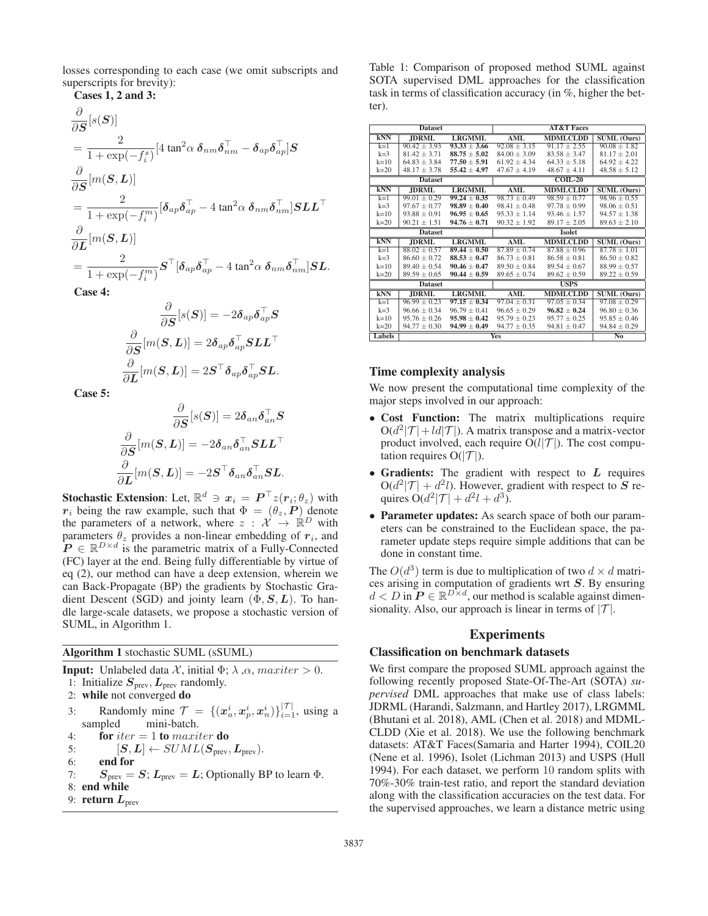losses corresponding to each case (we omit subscripts and superscripts for brevity):

**Cases 1, 2 and 3:**

$$\frac{\partial}{\partial \boldsymbol{S}}[s(\boldsymbol{S})]$$
$$= \frac{2}{1+\exp(-f_i^s)}[4\tan^2\alpha \; \boldsymbol{\delta}_{nm}\boldsymbol{\delta}_{nm}^\top - \boldsymbol{\delta}_{ap}\boldsymbol{\delta}_{ap}^\top]\boldsymbol{S}$$
$$\frac{\partial}{\partial \boldsymbol{S}}[m(\boldsymbol{S},\boldsymbol{L})]$$
$$= \frac{2}{1+\exp(-f_i^m)}[\boldsymbol{\delta}_{ap}\boldsymbol{\delta}_{ap}^\top - 4\tan^2\alpha \; \boldsymbol{\delta}_{nm}\boldsymbol{\delta}_{nm}^\top]\boldsymbol{S}\boldsymbol{L}\boldsymbol{L}^\top$$
$$\frac{\partial}{\partial \boldsymbol{L}}[m(\boldsymbol{S},\boldsymbol{L})]$$
$$= \frac{2}{1+\exp(-f_i^m)}\boldsymbol{S}^\top[\boldsymbol{\delta}_{ap}\boldsymbol{\delta}_{ap}^\top - 4\tan^2\alpha \; \boldsymbol{\delta}_{nm}\boldsymbol{\delta}_{nm}^\top]\boldsymbol{S}\boldsymbol{L}.$$

**Case 4:**

$$\frac{\partial}{\partial \boldsymbol{S}}[s(\boldsymbol{S})] = -2\boldsymbol{\delta}_{ap}\boldsymbol{\delta}_{ap}^\top\boldsymbol{S}$$
$$\frac{\partial}{\partial \boldsymbol{S}}[m(\boldsymbol{S},\boldsymbol{L})] = 2\boldsymbol{\delta}_{ap}\boldsymbol{\delta}_{ap}^\top\boldsymbol{S}\boldsymbol{L}\boldsymbol{L}^\top$$
$$\frac{\partial}{\partial \boldsymbol{L}}[m(\boldsymbol{S},\boldsymbol{L})] = 2\boldsymbol{S}^\top\boldsymbol{\delta}_{ap}\boldsymbol{\delta}_{ap}^\top\boldsymbol{S}\boldsymbol{L}.$$

**Case 5:**

$$\frac{\partial}{\partial \boldsymbol{S}}[s(\boldsymbol{S})] = 2\boldsymbol{\delta}_{an}\boldsymbol{\delta}_{an}^\top\boldsymbol{S}$$
$$\frac{\partial}{\partial \boldsymbol{S}}[m(\boldsymbol{S},\boldsymbol{L})] = -2\boldsymbol{\delta}_{an}\boldsymbol{\delta}_{an}^\top\boldsymbol{S}\boldsymbol{L}\boldsymbol{L}^\top$$
$$\frac{\partial}{\partial \boldsymbol{L}}[m(\boldsymbol{S},\boldsymbol{L})] = -2\boldsymbol{S}^\top\boldsymbol{\delta}_{an}\boldsymbol{\delta}_{an}^\top\boldsymbol{S}\boldsymbol{L}.$$

**Stochastic Extension**: Let, $\mathbb{R}^d \ni \boldsymbol{x}_i = \boldsymbol{P}^\top z(\boldsymbol{r}_i;\theta_z)$ with $\boldsymbol{r}_i$ being the raw example, such that $\Phi = (\theta_z, \boldsymbol{P})$ denote the parameters of a network, where $z: \mathcal{X} \rightarrow \mathbb{R}^D$ with parameters $\theta_z$ provides a non-linear embedding of $\boldsymbol{r}_i$, and $\boldsymbol{P} \in \mathbb{R}^{D\times d}$ is the parametric matrix of a Fully-Connected (FC) layer at the end. Being fully differentiable by virtue of eq (2), our method can have a deep extension, wherein we can Back-Propagate (BP) the gradients by Stochastic Gradient Descent (SGD) and jointy learn $(\Phi, \boldsymbol{S}, \boldsymbol{L})$. To handle large-scale datasets, we propose a stochastic version of SUML, in Algorithm 1.

**Algorithm 1** stochastic SUML (sSUML)

**Input:** Unlabeled data $\mathcal{X}$, initial $\Phi$; $\lambda$, $\alpha$, $maxiter > 0$.
1: Initialize $\boldsymbol{S}_{\text{prev}}, \boldsymbol{L}_{\text{prev}}$ randomly.
2: **while** not converged **do**
3: Randomly mine $\mathcal{T} = \{(\boldsymbol{x}_a^i, \boldsymbol{x}_p^i, \boldsymbol{x}_n^i)\}_{i=1}^{|\mathcal{T}|}$, using a sampled mini-batch.
4: **for** $iter = 1$ **to** $maxiter$ **do**
5: $[\boldsymbol{S}, \boldsymbol{L}] \leftarrow SUML(\boldsymbol{S}_{\text{prev}}, \boldsymbol{L}_{\text{prev}})$.
6: **end for**
7: $\boldsymbol{S}_{\text{prev}} = \boldsymbol{S}$; $\boldsymbol{L}_{\text{prev}} = \boldsymbol{L}$; Optionally BP to learn $\Phi$.
8: **end while**
9: **return** $\boldsymbol{L}_{\text{prev}}$

Table 1: Comparison of proposed method SUML against SOTA supervised DML approaches for the classification task in terms of classification accuracy (in %, higher the better).

| Dataset | | | AT&T Faces | | |
|---|---|---|---|---|---|
| kNN | JDRML | LRGMML | AML | MDMLCLDD | SUML (Ours) |
| k=1 | 90.42 ± 3.93 | **93.33 ± 3.66** | 92.08 ± 3.15 | 91.17 ± 2.55 | 90.08 ± 1.82 |
| k=3 | 81.42 ± 3.71 | **88.75 ± 5.02** | 84.00 ± 3.09 | 83.58 ± 3.47 | 81.17 ± 2.01 |
| k=10 | 64.83 ± 3.84 | **77.50 ± 5.91** | 61.92 ± 4.34 | 64.33 ± 5.18 | 64.92 ± 4.22 |
| k=20 | 48.17 ± 3.78 | **55.42 ± 4.97** | 47.67 ± 4.19 | 48.67 ± 4.11 | 48.58 ± 5.12 |
| **Dataset** | | | **COIL-20** | | |
| kNN | JDRML | LRGMML | AML | MDMLCLDD | SUML (Ours) |
| k=1 | 99.01 ± 0.29 | **99.24 ± 0.35** | 98.73 ± 0.49 | 98.59 ± 0.77 | 98.96 ± 0.55 |
| k=3 | 97.67 ± 0.77 | **98.89 ± 0.40** | 98.41 ± 0.48 | 97.78 ± 0.99 | 98.06 ± 0.51 |
| k=10 | 93.88 ± 0.91 | **96.95 ± 0.65** | 95.33 ± 1.14 | 93.46 ± 1.57 | 94.57 ± 1.38 |
| k=20 | 90.21 ± 1.51 | **94.76 ± 0.71** | 90.32 ± 1.92 | 89.17 ± 2.05 | 89.63 ± 2.10 |
| **Dataset** | | | **Isolet** | | |
| kNN | JDRML | LRGMML | AML | MDMLCLDD | SUML (Ours) |
| k=1 | 88.02 ± 0.57 | **89.44 ± 0.50** | 87.89 ± 0.74 | 87.88 ± 0.96 | 87.78 ± 1.01 |
| k=3 | 86.60 ± 0.72 | **88.53 ± 0.47** | 86.73 ± 0.81 | 86.58 ± 0.81 | 86.50 ± 0.82 |
| k=10 | 89.40 ± 0.54 | **90.46 ± 0.47** | 89.50 ± 0.84 | 89.54 ± 0.67 | 88.99 ± 0.57 |
| k=20 | 89.59 ± 0.65 | **90.44 ± 0.59** | 89.65 ± 0.74 | 89.62 ± 0.59 | 89.22 ± 0.59 |
| **Dataset** | | | **USPS** | | |
| kNN | JDRML | LRGMML | AML | MDMLCLDD | SUML (Ours) |
| k=1 | 96.99 ± 0.23 | **97.15 ± 0.34** | 97.04 ± 0.31 | 97.05 ± 0.34 | 97.08 ± 0.29 |
| k=3 | 96.66 ± 0.34 | 96.79 ± 0.41 | 96.65 ± 0.29 | **96.82 ± 0.24** | 96.80 ± 0.36 |
| k=10 | 95.76 ± 0.26 | **95.98 ± 0.42** | 95.79 ± 0.23 | 95.77 ± 0.25 | 95.85 ± 0.46 |
| k=20 | 94.77 ± 0.30 | **94.99 ± 0.49** | 94.77 ± 0.35 | 94.81 ± 0.47 | 94.84 ± 0.29 |
| **Labels** | Yes | | | | No |

### Time complexity analysis

We now present the computational time complexity of the major steps involved in our approach:

- **Cost Function:** The matrix multiplications require $O(d^2|\mathcal{T}| + ld|\mathcal{T}|)$. A matrix transpose and a matrix-vector product involved, each require $O(l|\mathcal{T}|)$. The cost computation requires $O(|\mathcal{T}|)$.
- **Gradients:** The gradient with respect to $\boldsymbol{L}$ requires $O(d^2|\mathcal{T}| + d^2 l)$. However, gradient with respect to $\boldsymbol{S}$ requires $O(d^2|\mathcal{T}| + d^2 l + d^3)$.
- **Parameter updates:** As search space of both our parameters can be constrained to the Euclidean space, the parameter update steps require simple additions that can be done in constant time.

The $O(d^3)$ term is due to multiplication of two $d \times d$ matrices arising in computation of gradients wrt $\boldsymbol{S}$. By ensuring $d < D$ in $\boldsymbol{P} \in \mathbb{R}^{D\times d}$, our method is scalable against dimensionality. Also, our approach is linear in terms of $|\mathcal{T}|$.

## Experiments

### Classification on benchmark datasets

We first compare the proposed SUML approach against the following recently proposed State-Of-The-Art (SOTA) *supervised* DML approaches that make use of class labels: JDRML (Harandi, Salzmann, and Hartley 2017), LRGMML (Bhutani et al. 2018), AML (Chen et al. 2018) and MDML-CLDD (Xie et al. 2018). We use the following benchmark datasets: AT&T Faces(Samaria and Harter 1994), COIL20 (Nene et al. 1996), Isolet (Lichman 2013) and USPS (Hull 1994). For each dataset, we perform 10 random splits with 70%-30% train-test ratio, and report the standard deviation along with the classification accuracies on the test data. For the supervised approaches, we learn a distance metric using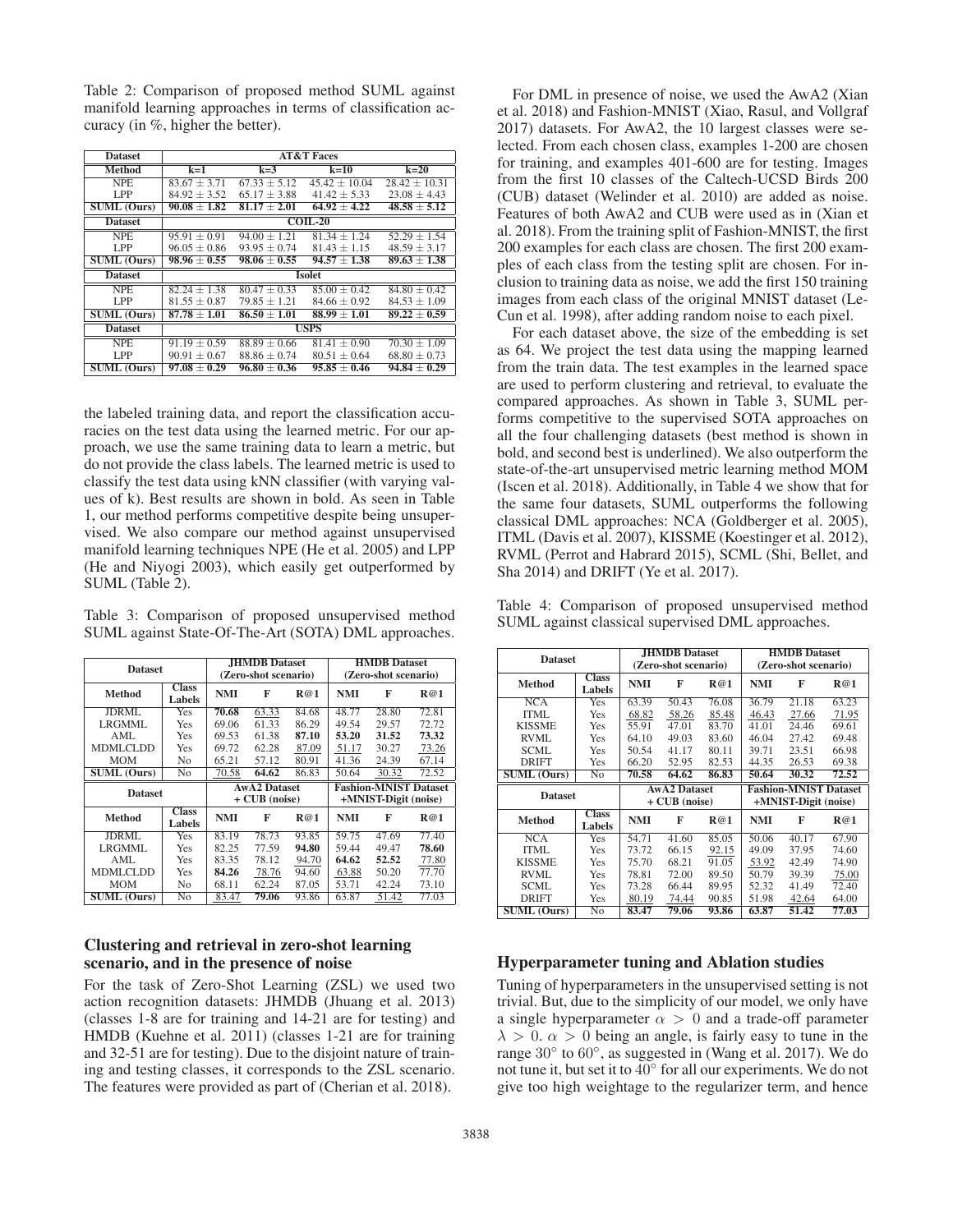Table 2: Comparison of proposed method SUML against manifold learning approaches in terms of classification accuracy (in %, higher the better).

| Dataset | AT&T Faces | | | |
|---|---|---|---|---|
| **Method** | **k=1** | **k=3** | **k=10** | **k=20** |
| NPE | $83.67 \pm 3.71$ | $67.33 \pm 5.12$ | $45.42 \pm 10.04$ | $28.42 \pm 10.31$ |
| LPP | $84.92 \pm 3.52$ | $65.17 \pm 3.88$ | $41.42 \pm 5.33$ | $23.08 \pm 4.43$ |
| **SUML (Ours)** | $\mathbf{90.08 \pm 1.82}$ | $\mathbf{81.17 \pm 2.01}$ | $\mathbf{64.92 \pm 4.22}$ | $\mathbf{48.58 \pm 5.12}$ |
| **Dataset** | **COIL-20** | | | |
| NPE | $95.91 \pm 0.91$ | $94.00 \pm 1.21$ | $81.34 \pm 1.24$ | $52.29 \pm 1.54$ |
| LPP | $96.05 \pm 0.86$ | $93.95 \pm 0.74$ | $81.43 \pm 1.15$ | $48.59 \pm 3.17$ |
| **SUML (Ours)** | $\mathbf{98.96 \pm 0.55}$ | $\mathbf{98.06 \pm 0.55}$ | $\mathbf{94.57 \pm 1.38}$ | $\mathbf{89.63 \pm 1.38}$ |
| **Dataset** | **Isolet** | | | |
| NPE | $82.24 \pm 1.38$ | $80.47 \pm 0.33$ | $85.00 \pm 0.42$ | $84.80 \pm 0.42$ |
| LPP | $81.55 \pm 0.87$ | $79.85 \pm 1.21$ | $84.66 \pm 0.92$ | $84.53 \pm 1.09$ |
| **SUML (Ours)** | $\mathbf{87.78 \pm 1.01}$ | $\mathbf{86.50 \pm 1.01}$ | $\mathbf{88.99 \pm 1.01}$ | $\mathbf{89.22 \pm 0.59}$ |
| **Dataset** | **USPS** | | | |
| NPE | $91.19 \pm 0.59$ | $88.89 \pm 0.66$ | $81.41 \pm 0.90$ | $70.30 \pm 1.09$ |
| LPP | $90.91 \pm 0.67$ | $88.86 \pm 0.74$ | $80.51 \pm 0.64$ | $68.80 \pm 0.73$ |
| **SUML (Ours)** | $\mathbf{97.08 \pm 0.29}$ | $\mathbf{96.80 \pm 0.36}$ | $\mathbf{95.85 \pm 0.46}$ | $\mathbf{94.84 \pm 0.29}$ |

the labeled training data, and report the classification accuracies on the test data using the learned metric. For our approach, we use the same training data to learn a metric, but do not provide the class labels. The learned metric is used to classify the test data using kNN classifier (with varying values of k). Best results are shown in bold. As seen in Table 1, our method performs competitive despite being unsupervised. We also compare our method against unsupervised manifold learning techniques NPE (He et al. 2005) and LPP (He and Niyogi 2003), which easily get outperformed by SUML (Table 2).

Table 3: Comparison of proposed unsupervised method SUML against State-Of-The-Art (SOTA) DML approaches.

| Dataset | | JHMDB Dataset (Zero-shot scenario) | | | HMDB Dataset (Zero-shot scenario) | | |
|---|---|---|---|---|---|---|---|
| **Method** | **Class Labels** | **NMI** | **F** | **R@1** | **NMI** | **F** | **R@1** |
| JDRML | Yes | **70.68** | 63.33 | 84.68 | 48.77 | 28.80 | 72.81 |
| LRGMML | Yes | 69.06 | 61.33 | 86.29 | 49.54 | 29.57 | 72.72 |
| AML | Yes | 69.53 | 61.38 | **87.10** | **53.20** | **31.52** | **73.32** |
| MDMLCLDD | Yes | 69.72 | 62.28 | 87.09 | 51.17 | 30.27 | 73.26 |
| MOM | No | 65.21 | 57.12 | 80.91 | 41.36 | 24.39 | 67.14 |
| **SUML (Ours)** | No | 70.58 | **64.62** | 86.83 | 50.64 | 30.32 | 72.52 |
| **Dataset** | | **AwA2 Dataset + CUB (noise)** | | | **Fashion-MNIST Dataset +MNIST-Digit (noise)** | | |
| **Method** | **Class Labels** | **NMI** | **F** | **R@1** | **NMI** | **F** | **R@1** |
| JDRML | Yes | 83.19 | 78.73 | 93.85 | 59.75 | 47.69 | 77.40 |
| LRGMML | Yes | 82.25 | 77.59 | **94.80** | 59.44 | 49.47 | **78.60** |
| AML | Yes | 83.35 | 78.12 | 94.70 | **64.62** | **52.52** | 77.80 |
| MDMLCLDD | Yes | **84.26** | 78.76 | 94.60 | 63.88 | 50.20 | 77.70 |
| MOM | No | 68.11 | 62.24 | 87.05 | 53.71 | 42.24 | 73.10 |
| **SUML (Ours)** | No | 83.47 | **79.06** | 93.86 | 63.87 | 51.42 | 77.03 |

### Clustering and retrieval in zero-shot learning scenario, and in the presence of noise

For the task of Zero-Shot Learning (ZSL) we used two action recognition datasets: JHMDB (Jhuang et al. 2013) (classes 1-8 are for training and 14-21 are for testing) and HMDB (Kuehne et al. 2011) (classes 1-21 are for training and 32-51 are for testing). Due to the disjoint nature of training and testing classes, it corresponds to the ZSL scenario. The features were provided as part of (Cherian et al. 2018).

For DML in presence of noise, we used the AwA2 (Xian et al. 2018) and Fashion-MNIST (Xiao, Rasul, and Vollgraf 2017) datasets. For AwA2, the 10 largest classes were selected. From each chosen class, examples 1-200 are chosen for training, and examples 401-600 are for testing. Images from the first 10 classes of the Caltech-UCSD Birds 200 (CUB) dataset (Welinder et al. 2010) are added as noise. Features of both AwA2 and CUB were used as in (Xian et al. 2018). From the training split of Fashion-MNIST, the first 200 examples for each class are chosen. The first 200 examples of each class from the testing split are chosen. For inclusion to training data as noise, we add the first 150 training images from each class of the original MNIST dataset (LeCun et al. 1998), after adding random noise to each pixel.

For each dataset above, the size of the embedding is set as 64. We project the test data using the mapping learned from the train data. The test examples in the learned space are used to perform clustering and retrieval, to evaluate the compared approaches. As shown in Table 3, SUML performs competitive to the supervised SOTA approaches on all the four challenging datasets (best method is shown in bold, and second best is underlined). We also outperform the state-of-the-art unsupervised metric learning method MOM (Iscen et al. 2018). Additionally, in Table 4 we show that for the same four datasets, SUML outperforms the following classical DML approaches: NCA (Goldberger et al. 2005), ITML (Davis et al. 2007), KISSME (Koestinger et al. 2012), RVML (Perrot and Habrard 2015), SCML (Shi, Bellet, and Sha 2014) and DRIFT (Ye et al. 2017).

Table 4: Comparison of proposed unsupervised method SUML against classical supervised DML approaches.

| Dataset | | JHMDB Dataset (Zero-shot scenario) | | | HMDB Dataset (Zero-shot scenario) | | |
|---|---|---|---|---|---|---|---|
| **Method** | **Class Labels** | **NMI** | **F** | **R@1** | **NMI** | **F** | **R@1** |
| NCA | Yes | 63.39 | 50.43 | 76.08 | 36.79 | 21.18 | 63.23 |
| ITML | Yes | 68.82 | 58.26 | 85.48 | 46.43 | 27.66 | 71.95 |
| KISSME | Yes | 55.91 | 47.01 | 83.70 | 41.01 | 24.46 | 69.61 |
| RVML | Yes | 64.10 | 49.03 | 83.60 | 46.04 | 27.42 | 69.48 |
| SCML | Yes | 50.54 | 41.17 | 80.11 | 39.71 | 23.51 | 66.98 |
| DRIFT | Yes | 66.20 | 52.95 | 82.53 | 44.35 | 26.53 | 69.38 |
| **SUML (Ours)** | No | **70.58** | **64.62** | **86.83** | **50.64** | **30.32** | **72.52** |
| **Dataset** | | **AwA2 Dataset + CUB (noise)** | | | **Fashion-MNIST Dataset +MNIST-Digit (noise)** | | |
| **Method** | **Class Labels** | **NMI** | **F** | **R@1** | **NMI** | **F** | **R@1** |
| NCA | Yes | 54.71 | 41.60 | 85.05 | 50.06 | 40.17 | 67.90 |
| ITML | Yes | 73.72 | 66.15 | 92.15 | 49.09 | 37.95 | 74.60 |
| KISSME | Yes | 75.70 | 68.21 | 91.05 | 53.92 | 42.49 | 74.90 |
| RVML | Yes | 78.81 | 72.00 | 89.50 | 50.79 | 39.39 | 75.00 |
| SCML | Yes | 73.28 | 66.44 | 89.95 | 52.32 | 41.49 | 72.40 |
| DRIFT | Yes | 80.19 | 74.44 | 90.85 | 51.98 | 42.64 | 64.00 |
| **SUML (Ours)** | No | **83.47** | **79.06** | **93.86** | **63.87** | **51.42** | **77.03** |

### Hyperparameter tuning and Ablation studies

Tuning of hyperparameters in the unsupervised setting is not trivial. But, due to the simplicity of our model, we only have a single hyperparameter $\alpha > 0$ and a trade-off parameter $\lambda > 0$. $\alpha > 0$ being an angle, is fairly easy to tune in the range $30^\circ$ to $60^\circ$, as suggested in (Wang et al. 2017). We do not tune it, but set it to $40^\circ$ for all our experiments. We do not give too high weightage to the regularizer term, and hence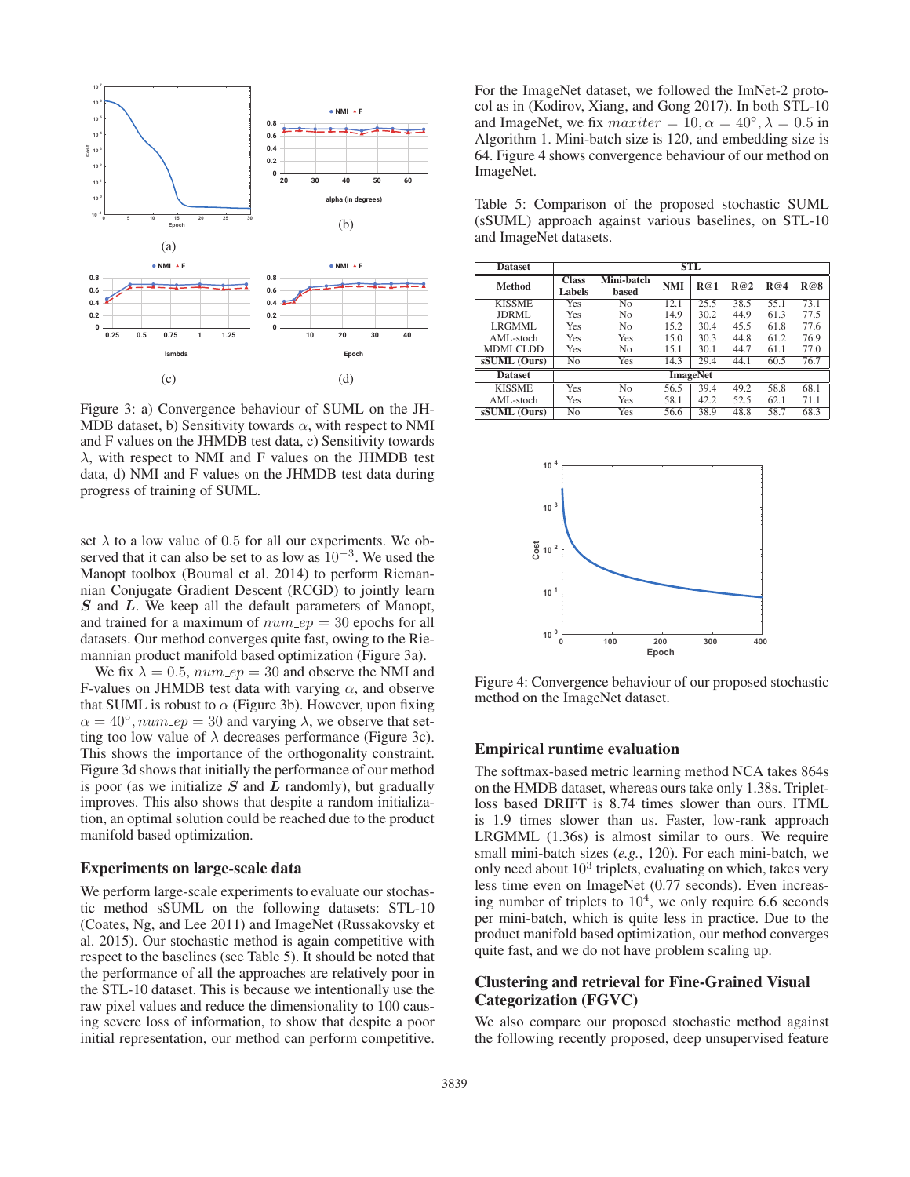Figure 3: a) Convergence behaviour of SUML on the JHMDB dataset, b) Sensitivity towards $\alpha$, with respect to NMI and F values on the JHMDB test data, c) Sensitivity towards $\lambda$, with respect to NMI and F values on the JHMDB test data, d) NMI and F values on the JHMDB test data during progress of training of SUML.

set $\lambda$ to a low value of 0.5 for all our experiments. We observed that it can also be set to as low as $10^{-3}$. We used the Manopt toolbox (Boumal et al. 2014) to perform Riemannian Conjugate Gradient Descent (RCGD) to jointly learn $\boldsymbol{S}$ and $\boldsymbol{L}$. We keep all the default parameters of Manopt, and trained for a maximum of $num\_ep = 30$ epochs for all datasets. Our method converges quite fast, owing to the Riemannian product manifold based optimization (Figure 3a).

We fix $\lambda = 0.5$, $num\_ep = 30$ and observe the NMI and F-values on JHMDB test data with varying $\alpha$, and observe that SUML is robust to $\alpha$ (Figure 3b). However, upon fixing $\alpha = 40°, num\_ep = 30$ and varying $\lambda$, we observe that setting too low value of $\lambda$ decreases performance (Figure 3c). This shows the importance of the orthogonality constraint. Figure 3d shows that initially the performance of our method is poor (as we initialize $\boldsymbol{S}$ and $\boldsymbol{L}$ randomly), but gradually improves. This also shows that despite a random initialization, an optimal solution could be reached due to the product manifold based optimization.

## Experiments on large-scale data

We perform large-scale experiments to evaluate our stochastic method sSUML on the following datasets: STL-10 (Coates, Ng, and Lee 2011) and ImageNet (Russakovsky et al. 2015). Our stochastic method is again competitive with respect to the baselines (see Table 5). It should be noted that the performance of all the approaches are relatively poor in the STL-10 dataset. This is because we intentionally use the raw pixel values and reduce the dimensionality to 100 causing severe loss of information, to show that despite a poor initial representation, our method can perform competitive.

For the ImageNet dataset, we followed the ImNet-2 protocol as in (Kodirov, Xiang, and Gong 2017). In both STL-10 and ImageNet, we fix $maxiter = 10, \alpha = 40°, \lambda = 0.5$ in Algorithm 1. Mini-batch size is 120, and embedding size is 64. Figure 4 shows convergence behaviour of our method on ImageNet.

Table 5: Comparison of the proposed stochastic SUML (sSUML) approach against various baselines, on STL-10 and ImageNet datasets.

| Method | Class Labels | Mini-batch based | NMI | R@1 | R@2 | R@4 | R@8 |
|---|---|---|---|---|---|---|---|
| **Dataset: STL** | | | | | | | |
| KISSME | Yes | No | 12.1 | 25.5 | 38.5 | 55.1 | 73.1 |
| JDRML | Yes | No | 14.9 | 30.2 | 44.9 | 61.3 | 77.5 |
| LRGMML | Yes | No | 15.2 | 30.4 | 45.5 | 61.8 | 77.6 |
| AML-stoch | Yes | Yes | 15.0 | 30.3 | 44.8 | 61.2 | 76.9 |
| MDMLCLDD | Yes | No | 15.1 | 30.1 | 44.7 | 61.1 | 77.0 |
| **sSUML (Ours)** | No | Yes | 14.3 | 29.4 | 44.1 | 60.5 | 76.7 |
| **Dataset: ImageNet** | | | | | | | |
| KISSME | Yes | No | 56.5 | 39.4 | 49.2 | 58.8 | 68.1 |
| AML-stoch | Yes | Yes | 58.1 | 42.2 | 52.5 | 62.1 | 71.1 |
| **sSUML (Ours)** | No | Yes | 56.6 | 38.9 | 48.8 | 58.7 | 68.3 |

Figure 4: Convergence behaviour of our proposed stochastic method on the ImageNet dataset.

## Empirical runtime evaluation

The softmax-based metric learning method NCA takes 864s on the HMDB dataset, whereas ours take only 1.38s. Triplet-loss based DRIFT is 8.74 times slower than ours. ITML is 1.9 times slower than us. Faster, low-rank approach LRGMML (1.36s) is almost similar to ours. We require small mini-batch sizes (*e.g.*, 120). For each mini-batch, we only need about $10^3$ triplets, evaluating on which, takes very less time even on ImageNet (0.77 seconds). Even increasing number of triplets to $10^4$, we only require 6.6 seconds per mini-batch, which is quite less in practice. Due to the product manifold based optimization, our method converges quite fast, and we do not have problem scaling up.

## Clustering and retrieval for Fine-Grained Visual Categorization (FGVC)

We also compare our proposed stochastic method against the following recently proposed, deep unsupervised feature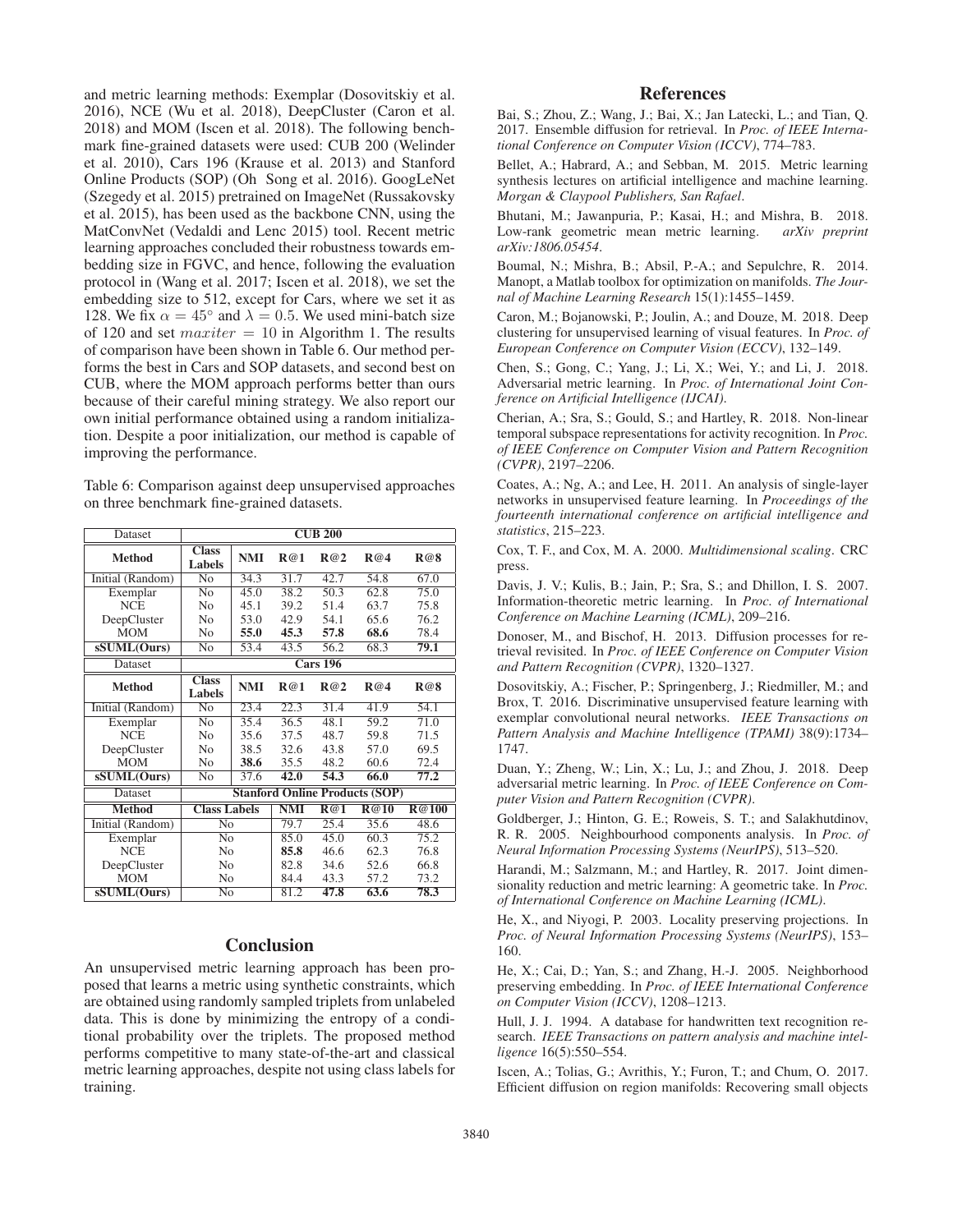and metric learning methods: Exemplar (Dosovitskiy et al. 2016), NCE (Wu et al. 2018), DeepCluster (Caron et al. 2018) and MOM (Iscen et al. 2018). The following benchmark fine-grained datasets were used: CUB 200 (Welinder et al. 2010), Cars 196 (Krause et al. 2013) and Stanford Online Products (SOP) (Oh Song et al. 2016). GoogLeNet (Szegedy et al. 2015) pretrained on ImageNet (Russakovsky et al. 2015), has been used as the backbone CNN, using the MatConvNet (Vedaldi and Lenc 2015) tool. Recent metric learning approaches concluded their robustness towards embedding size in FGVC, and hence, following the evaluation protocol in (Wang et al. 2017; Iscen et al. 2018), we set the embedding size to 512, except for Cars, where we set it as 128. We fix $\alpha = 45^{\circ}$ and $\lambda = 0.5$. We used mini-batch size of 120 and set $maxiter = 10$ in Algorithm 1. The results of comparison have been shown in Table 6. Our method performs the best in Cars and SOP datasets, and second best on CUB, where the MOM approach performs better than ours because of their careful mining strategy. We also report our own initial performance obtained using a random initialization. Despite a poor initialization, our method is capable of improving the performance.

Table 6: Comparison against deep unsupervised approaches on three benchmark fine-grained datasets.

| Dataset | CUB 200 | | | | | |
|---|---|---|---|---|---|---|
| **Method** | **Class Labels** | **NMI** | **R@1** | **R@2** | **R@4** | **R@8** |
| Initial (Random) | No | 34.3 | 31.7 | 42.7 | 54.8 | 67.0 |
| Exemplar | No | 45.0 | 38.2 | 50.3 | 62.8 | 75.0 |
| NCE | No | 45.1 | 39.2 | 51.4 | 63.7 | 75.8 |
| DeepCluster | No | 53.0 | 42.9 | 54.1 | 65.6 | 76.2 |
| MOM | No | **55.0** | **45.3** | **57.8** | **68.6** | 78.4 |
| **sSUML(Ours)** | No | 53.4 | 43.5 | 56.2 | 68.3 | **79.1** |
| Dataset | Cars 196 | | | | | |
| **Method** | **Class Labels** | **NMI** | **R@1** | **R@2** | **R@4** | **R@8** |
| Initial (Random) | No | 23.4 | 22.3 | 31.4 | 41.9 | 54.1 |
| Exemplar | No | 35.4 | 36.5 | 48.1 | 59.2 | 71.0 |
| NCE | No | 35.6 | 37.5 | 48.7 | 59.8 | 71.5 |
| DeepCluster | No | 38.5 | 32.6 | 43.8 | 57.0 | 69.5 |
| MOM | No | **38.6** | 35.5 | 48.2 | 60.6 | 72.4 |
| **sSUML(Ours)** | No | 37.6 | **42.0** | **54.3** | **66.0** | **77.2** |
| Dataset | Stanford Online Products (SOP) | | | | | |
| **Method** | **Class Labels** | **NMI** | **R@1** | **R@10** | **R@100** | |
| Initial (Random) | No | 79.7 | 25.4 | 35.6 | 48.6 | |
| Exemplar | No | 85.0 | 45.0 | 60.3 | 75.2 | |
| NCE | No | **85.8** | 46.6 | 62.3 | 76.8 | |
| DeepCluster | No | 82.8 | 34.6 | 52.6 | 66.8 | |
| MOM | No | 84.4 | 43.3 | 57.2 | 73.2 | |
| **sSUML(Ours)** | No | 81.2 | **47.8** | **63.6** | **78.3** | |

## Conclusion

An unsupervised metric learning approach has been proposed that learns a metric using synthetic constraints, which are obtained using randomly sampled triplets from unlabeled data. This is done by minimizing the entropy of a conditional probability over the triplets. The proposed method performs competitive to many state-of-the-art and classical metric learning approaches, despite not using class labels for training.

## References

Bai, S.; Zhou, Z.; Wang, J.; Bai, X.; Jan Latecki, L.; and Tian, Q. 2017. Ensemble diffusion for retrieval. In *Proc. of IEEE International Conference on Computer Vision (ICCV)*, 774–783.

Bellet, A.; Habrard, A.; and Sebban, M. 2015. Metric learning synthesis lectures on artificial intelligence and machine learning. *Morgan & Claypool Publishers, San Rafael*.

Bhutani, M.; Jawanpuria, P.; Kasai, H.; and Mishra, B. 2018. Low-rank geometric mean metric learning. *arXiv preprint arXiv:1806.05454*.

Boumal, N.; Mishra, B.; Absil, P.-A.; and Sepulchre, R. 2014. Manopt, a Matlab toolbox for optimization on manifolds. *The Journal of Machine Learning Research* 15(1):1455–1459.

Caron, M.; Bojanowski, P.; Joulin, A.; and Douze, M. 2018. Deep clustering for unsupervised learning of visual features. In *Proc. of European Conference on Computer Vision (ECCV)*, 132–149.

Chen, S.; Gong, C.; Yang, J.; Li, X.; Wei, Y.; and Li, J. 2018. Adversarial metric learning. In *Proc. of International Joint Conference on Artificial Intelligence (IJCAI)*.

Cherian, A.; Sra, S.; Gould, S.; and Hartley, R. 2018. Non-linear temporal subspace representations for activity recognition. In *Proc. of IEEE Conference on Computer Vision and Pattern Recognition (CVPR)*, 2197–2206.

Coates, A.; Ng, A.; and Lee, H. 2011. An analysis of single-layer networks in unsupervised feature learning. In *Proceedings of the fourteenth international conference on artificial intelligence and statistics*, 215–223.

Cox, T. F., and Cox, M. A. 2000. *Multidimensional scaling*. CRC press.

Davis, J. V.; Kulis, B.; Jain, P.; Sra, S.; and Dhillon, I. S. 2007. Information-theoretic metric learning. In *Proc. of International Conference on Machine Learning (ICML)*, 209–216.

Donoser, M., and Bischof, H. 2013. Diffusion processes for retrieval revisited. In *Proc. of IEEE Conference on Computer Vision and Pattern Recognition (CVPR)*, 1320–1327.

Dosovitskiy, A.; Fischer, P.; Springenberg, J.; Riedmiller, M.; and Brox, T. 2016. Discriminative unsupervised feature learning with exemplar convolutional neural networks. *IEEE Transactions on Pattern Analysis and Machine Intelligence (TPAMI)* 38(9):1734–1747.

Duan, Y.; Zheng, W.; Lin, X.; Lu, J.; and Zhou, J. 2018. Deep adversarial metric learning. In *Proc. of IEEE Conference on Computer Vision and Pattern Recognition (CVPR)*.

Goldberger, J.; Hinton, G. E.; Roweis, S. T.; and Salakhutdinov, R. R. 2005. Neighbourhood components analysis. In *Proc. of Neural Information Processing Systems (NeurIPS)*, 513–520.

Harandi, M.; Salzmann, M.; and Hartley, R. 2017. Joint dimensionality reduction and metric learning: A geometric take. In *Proc. of International Conference on Machine Learning (ICML)*.

He, X., and Niyogi, P. 2003. Locality preserving projections. In *Proc. of Neural Information Processing Systems (NeurIPS)*, 153–160.

He, X.; Cai, D.; Yan, S.; and Zhang, H.-J. 2005. Neighborhood preserving embedding. In *Proc. of IEEE International Conference on Computer Vision (ICCV)*, 1208–1213.

Hull, J. J. 1994. A database for handwritten text recognition research. *IEEE Transactions on pattern analysis and machine intelligence* 16(5):550–554.

Iscen, A.; Tolias, G.; Avrithis, Y.; Furon, T.; and Chum, O. 2017. Efficient diffusion on region manifolds: Recovering small objects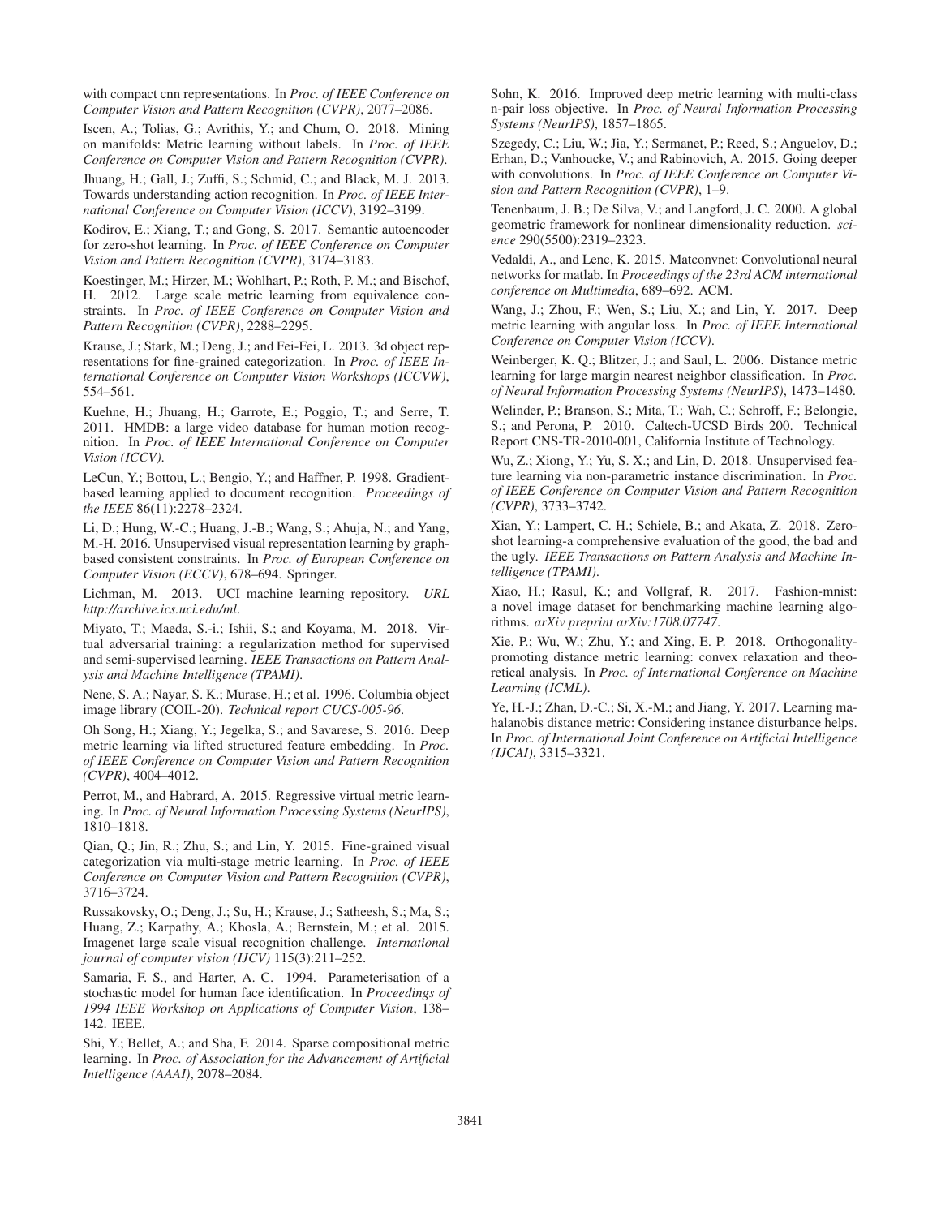with compact cnn representations. In *Proc. of IEEE Conference on Computer Vision and Pattern Recognition (CVPR)*, 2077–2086.

Iscen, A.; Tolias, G.; Avrithis, Y.; and Chum, O. 2018. Mining on manifolds: Metric learning without labels. In *Proc. of IEEE Conference on Computer Vision and Pattern Recognition (CVPR)*.

Jhuang, H.; Gall, J.; Zuffi, S.; Schmid, C.; and Black, M. J. 2013. Towards understanding action recognition. In *Proc. of IEEE International Conference on Computer Vision (ICCV)*, 3192–3199.

Kodirov, E.; Xiang, T.; and Gong, S. 2017. Semantic autoencoder for zero-shot learning. In *Proc. of IEEE Conference on Computer Vision and Pattern Recognition (CVPR)*, 3174–3183.

Koestinger, M.; Hirzer, M.; Wohlhart, P.; Roth, P. M.; and Bischof, H. 2012. Large scale metric learning from equivalence constraints. In *Proc. of IEEE Conference on Computer Vision and Pattern Recognition (CVPR)*, 2288–2295.

Krause, J.; Stark, M.; Deng, J.; and Fei-Fei, L. 2013. 3d object representations for fine-grained categorization. In *Proc. of IEEE International Conference on Computer Vision Workshops (ICCVW)*, 554–561.

Kuehne, H.; Jhuang, H.; Garrote, E.; Poggio, T.; and Serre, T. 2011. HMDB: a large video database for human motion recognition. In *Proc. of IEEE International Conference on Computer Vision (ICCV)*.

LeCun, Y.; Bottou, L.; Bengio, Y.; and Haffner, P. 1998. Gradient-based learning applied to document recognition. *Proceedings of the IEEE* 86(11):2278–2324.

Li, D.; Hung, W.-C.; Huang, J.-B.; Wang, S.; Ahuja, N.; and Yang, M.-H. 2016. Unsupervised visual representation learning by graph-based consistent constraints. In *Proc. of European Conference on Computer Vision (ECCV)*, 678–694. Springer.

Lichman, M. 2013. UCI machine learning repository. *URL http://archive.ics.uci.edu/ml*.

Miyato, T.; Maeda, S.-i.; Ishii, S.; and Koyama, M. 2018. Virtual adversarial training: a regularization method for supervised and semi-supervised learning. *IEEE Transactions on Pattern Analysis and Machine Intelligence (TPAMI)*.

Nene, S. A.; Nayar, S. K.; Murase, H.; et al. 1996. Columbia object image library (COIL-20). *Technical report CUCS-005-96*.

Oh Song, H.; Xiang, Y.; Jegelka, S.; and Savarese, S. 2016. Deep metric learning via lifted structured feature embedding. In *Proc. of IEEE Conference on Computer Vision and Pattern Recognition (CVPR)*, 4004–4012.

Perrot, M., and Habrard, A. 2015. Regressive virtual metric learning. In *Proc. of Neural Information Processing Systems (NeurIPS)*, 1810–1818.

Qian, Q.; Jin, R.; Zhu, S.; and Lin, Y. 2015. Fine-grained visual categorization via multi-stage metric learning. In *Proc. of IEEE Conference on Computer Vision and Pattern Recognition (CVPR)*, 3716–3724.

Russakovsky, O.; Deng, J.; Su, H.; Krause, J.; Satheesh, S.; Ma, S.; Huang, Z.; Karpathy, A.; Khosla, A.; Bernstein, M.; et al. 2015. Imagenet large scale visual recognition challenge. *International journal of computer vision (IJCV)* 115(3):211–252.

Samaria, F. S., and Harter, A. C. 1994. Parameterisation of a stochastic model for human face identification. In *Proceedings of 1994 IEEE Workshop on Applications of Computer Vision*, 138–142. IEEE.

Shi, Y.; Bellet, A.; and Sha, F. 2014. Sparse compositional metric learning. In *Proc. of Association for the Advancement of Artificial Intelligence (AAAI)*, 2078–2084.

Sohn, K. 2016. Improved deep metric learning with multi-class n-pair loss objective. In *Proc. of Neural Information Processing Systems (NeurIPS)*, 1857–1865.

Szegedy, C.; Liu, W.; Jia, Y.; Sermanet, P.; Reed, S.; Anguelov, D.; Erhan, D.; Vanhoucke, V.; and Rabinovich, A. 2015. Going deeper with convolutions. In *Proc. of IEEE Conference on Computer Vision and Pattern Recognition (CVPR)*, 1–9.

Tenenbaum, J. B.; De Silva, V.; and Langford, J. C. 2000. A global geometric framework for nonlinear dimensionality reduction. *science* 290(5500):2319–2323.

Vedaldi, A., and Lenc, K. 2015. Matconvnet: Convolutional neural networks for matlab. In *Proceedings of the 23rd ACM international conference on Multimedia*, 689–692. ACM.

Wang, J.; Zhou, F.; Wen, S.; Liu, X.; and Lin, Y. 2017. Deep metric learning with angular loss. In *Proc. of IEEE International Conference on Computer Vision (ICCV)*.

Weinberger, K. Q.; Blitzer, J.; and Saul, L. 2006. Distance metric learning for large margin nearest neighbor classification. In *Proc. of Neural Information Processing Systems (NeurIPS)*, 1473–1480.

Welinder, P.; Branson, S.; Mita, T.; Wah, C.; Schroff, F.; Belongie, S.; and Perona, P. 2010. Caltech-UCSD Birds 200. Technical Report CNS-TR-2010-001, California Institute of Technology.

Wu, Z.; Xiong, Y.; Yu, S. X.; and Lin, D. 2018. Unsupervised feature learning via non-parametric instance discrimination. In *Proc. of IEEE Conference on Computer Vision and Pattern Recognition (CVPR)*, 3733–3742.

Xian, Y.; Lampert, C. H.; Schiele, B.; and Akata, Z. 2018. Zero-shot learning-a comprehensive evaluation of the good, the bad and the ugly. *IEEE Transactions on Pattern Analysis and Machine Intelligence (TPAMI)*.

Xiao, H.; Rasul, K.; and Vollgraf, R. 2017. Fashion-mnist: a novel image dataset for benchmarking machine learning algorithms. *arXiv preprint arXiv:1708.07747*.

Xie, P.; Wu, W.; Zhu, Y.; and Xing, E. P. 2018. Orthogonality-promoting distance metric learning: convex relaxation and theoretical analysis. In *Proc. of International Conference on Machine Learning (ICML)*.

Ye, H.-J.; Zhan, D.-C.; Si, X.-M.; and Jiang, Y. 2017. Learning mahalanobis distance metric: Considering instance disturbance helps. In *Proc. of International Joint Conference on Artificial Intelligence (IJCAI)*, 3315–3321.